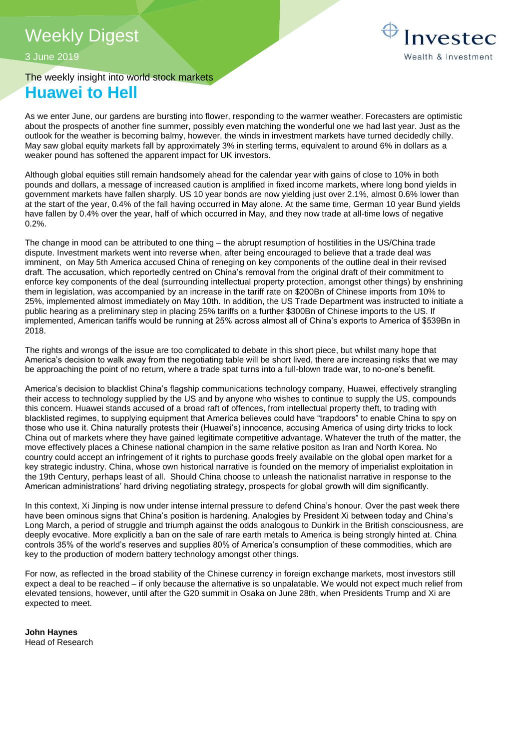# Weekly Digest

3 June 2019

The weekly insight into world stock markets

## Huawei to Hell

As we enter June, our gardens are bursting into flower, responding to the warmer weather. Forecasters are optimistic about the prospects of another fine summer, possibly even matching the wonderful one we had last year. Just as the outlook for the weather is becoming balmy, however, the winds in investment markets have turned decidedly chilly. May saw global equity markets fall by approximately 3% in sterling terms, equivalent to around 6% in dollars as a weaker pound has softened the apparent impact for UK investors.

Although global equities still remain handsomely ahead for the calendar year with gains of close to 10% in both pounds and dollars, a message of increased caution is amplified in fixed income markets, where long bond yields in government markets have fallen sharply. US 10 year bonds are now yielding just over 2.1%, almost 0.6% lower than at the start of the year, 0.4% of the fall having occurred in May alone. At the same time, German 10 year Bund yields have fallen by 0.4% over the year, half of which occurred in May, and they now trade at all-time lows of negative 0.2%.

The change in mood can be attributed to one thing – the abrupt resumption of hostilities in the US/China trade dispute. Investment markets went into reverse when, after being encouraged to believe that a trade deal was imminent, on May 5th America accused China of reneging on key components of the outline deal in their revised draft. The accusation, which reportedly centred on China's removal from the original draft of their commitment to enforce key components of the deal (surrounding intellectual property protection, amongst other things) by enshrining them in legislation, was accompanied by an increase in the tariff rate on $200Bn of Chinese imports from 10% to 25%, implemented almost immediately on May 10th. In addition, the US Trade Department was instructed to initiate a public hearing as a preliminary step in placing 25% tariffs on a further $300Bn of Chinese imports to the US. If implemented, American tariffs would be running at 25% across almost all of China's exports to America of $539Bn in 2018.

The rights and wrongs of the issue are too complicated to debate in this short piece, but whilst many hope that America's decision to walk away from the negotiating table will be short lived, there are increasing risks that we may be approaching the point of no return, where a trade spat turns into a full-blown trade war, to no-one's benefit.

America's decision to blacklist China's flagship communications technology company, Huawei, effectively strangling their access to technology supplied by the US and by anyone who wishes to continue to supply the US, compounds this concern. Huawei stands accused of a broad raft of offences, from intellectual property theft, to trading with blacklisted regimes, to supplying equipment that America believes could have "trapdoors" to enable China to spy on those who use it. China naturally protests their (Huawei's) innocence, accusing America of using dirty tricks to lock China out of markets where they have gained legitimate competitive advantage. Whatever the truth of the matter, the move effectively places a Chinese national champion in the same relative positon as Iran and North Korea. No country could accept an infringement of it rights to purchase goods freely available on the global open market for a key strategic industry. China, whose own historical narrative is founded on the memory of imperialist exploitation in the 19th Century, perhaps least of all. Should China choose to unleash the nationalist narrative in response to the American administrations' hard driving negotiating strategy, prospects for global growth will dim significantly.

In this context, Xi Jinping is now under intense internal pressure to defend China's honour. Over the past week there have been ominous signs that China's position is hardening. Analogies by President Xi between today and China's Long March, a period of struggle and triumph against the odds analogous to Dunkirk in the British consciousness, are deeply evocative. More explicitly a ban on the sale of rare earth metals to America is being strongly hinted at. China controls 35% of the world's reserves and supplies 80% of America's consumption of these commodities, which are key to the production of modern battery technology amongst other things.

For now, as reflected in the broad stability of the Chinese currency in foreign exchange markets, most investors still expect a deal to be reached – if only because the alternative is so unpalatable. We would not expect much relief from elevated tensions, however, until after the G20 summit in Osaka on June 28th, when Presidents Trump and Xi are expected to meet.

**John Haynes**
Head of Research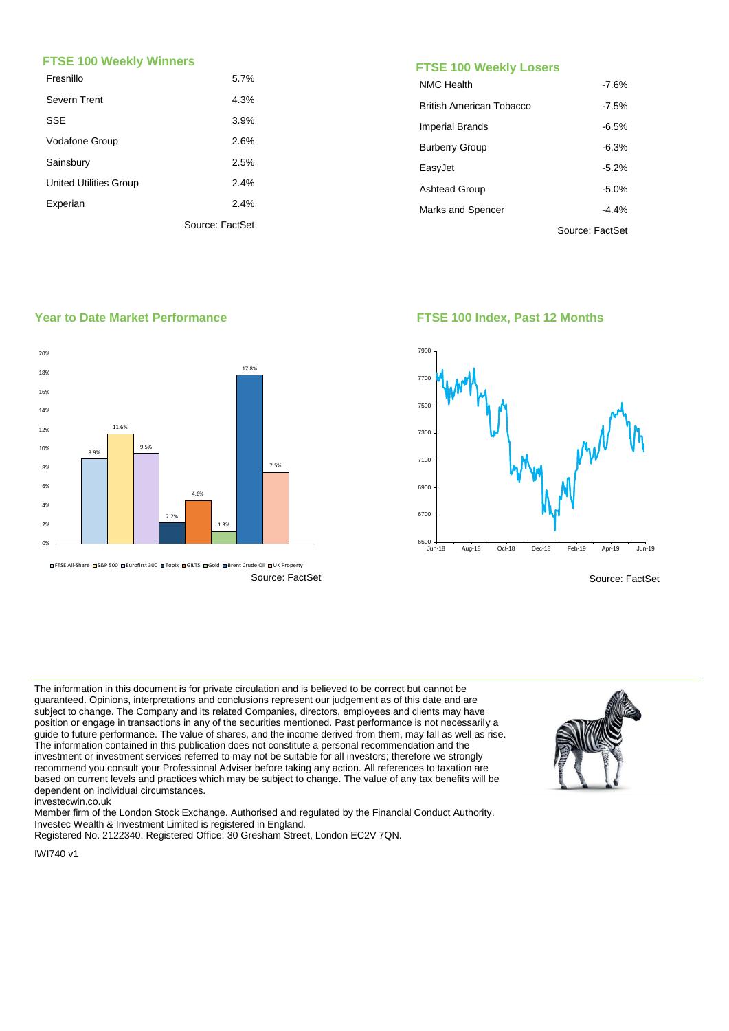## FTSE 100 Weekly Winners

| | |
|---|---|
| Fresnillo | 5.7% |
| Severn Trent | 4.3% |
| SSE | 3.9% |
| Vodafone Group | 2.6% |
| Sainsbury | 2.5% |
| United Utilities Group | 2.4% |
| Experian | 2.4% |

Source: FactSet

## FTSE 100 Weekly Losers

| | |
|---|---|
| NMC Health | -7.6% |
| British American Tobacco | -7.5% |
| Imperial Brands | -6.5% |
| Burberry Group | -6.3% |
| EasyJet | -5.2% |
| Ashtead Group | -5.0% |
| Marks and Spencer | -4.4% |

Source: FactSet

## Year to Date Market Performance

20%
18%
16%
14%
12%
10%
8%
6%
4%
2%
0%

8.9%
11.6%
9.5%
2.2%
4.6%
1.3%
17.8%
7.5%

FTSE All-Share, S&P 500, Eurofirst 300, Topix, GILTS, Gold, Brent Crude Oil, UK Property

Source: FactSet

## FTSE 100 Index, Past 12 Months

7900
7700
7500
7300
7100
6900
6700
6500

Jun-18, Aug-18, Oct-18, Dec-18, Feb-19, Apr-19, Jun-19

Source: FactSet

---

The information in this document is for private circulation and is believed to be correct but cannot be guaranteed. Opinions, interpretations and conclusions represent our judgement as of this date and are subject to change. The Company and its related Companies, directors, employees and clients may have position or engage in transactions in any of the securities mentioned. Past performance is not necessarily a guide to future performance. The value of shares, and the income derived from them, may fall as well as rise. The information contained in this publication does not constitute a personal recommendation and the investment or investment services referred to may not be suitable for all investors; therefore we strongly recommend you consult your Professional Adviser before taking any action. All references to taxation are based on current levels and practices which may be subject to change. The value of any tax benefits will be dependent on individual circumstances.

investecwin.co.uk

Member firm of the London Stock Exchange. Authorised and regulated by the Financial Conduct Authority.
Investec Wealth & Investment Limited is registered in England.
Registered No. 2122340. Registered Office: 30 Gresham Street, London EC2V 7QN.

IWI740 v1